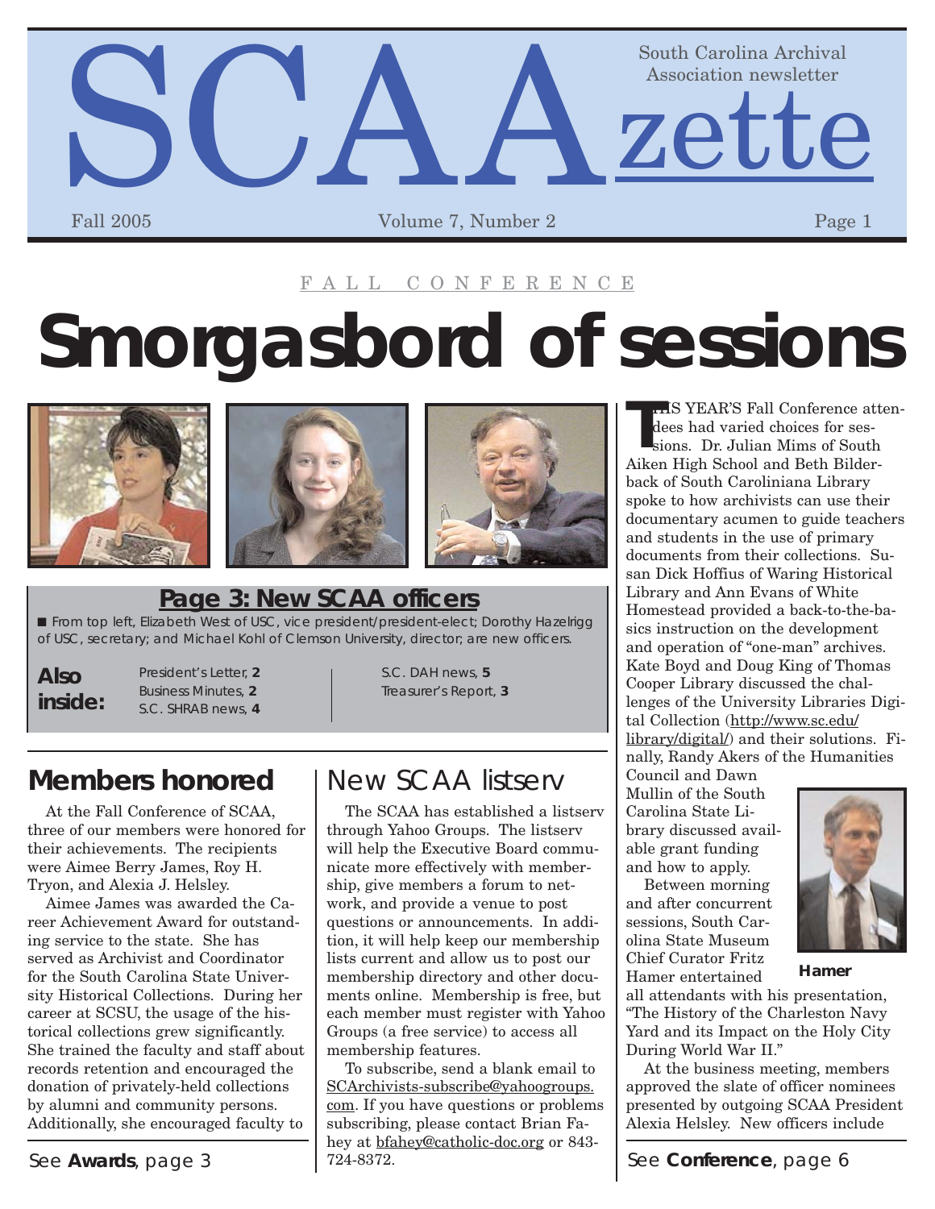# SCAAzette

South Carolina Archival Association newsletter

Fall 2005 — Volume 7, Number 2

FALL CONFERENCE

# Smorgasbord of sessions

## Page 3: New SCAA officers

■ From top left, Elizabeth West of USC, vice president/president-elect; Dorothy Hazelrigg of USC, secretary; and Michael Kohl of Clemson University, director; are new officers.

**Also inside:**

- President's Letter, **2**
- Business Minutes, **2**
- S.C. SHRAB news, **4**
- S.C. DAH news, **5**
- Treasurer's Report, **3**

THIS YEAR'S Fall Conference attendees had varied choices for sessions. Dr. Julian Mims of South Aiken High School and Beth Bilderback of South Caroliniana Library spoke to how archivists can use their documentary acumen to guide teachers and students in the use of primary documents from their collections. Susan Dick Hoffius of Waring Historical Library and Ann Evans of White Homestead provided a back-to-the-basics instruction on the development and operation of "one-man" archives. Kate Boyd and Doug King of Thomas Cooper Library discussed the challenges of the University Libraries Digital Collection (http://www.sc.edu/library/digital/) and their solutions. Finally, Randy Akers of the Humanities Council and Dawn Mullin of the South Carolina State Library discussed available grant funding and how to apply.

Between morning and after concurrent sessions, South Carolina State Museum Chief Curator Fritz Hamer entertained all attendants with his presentation, "The History of the Charleston Navy Yard and its Impact on the Holy City During World War II."

**Hamer**

At the business meeting, members approved the slate of officer nominees presented by outgoing SCAA President Alexia Helsley. New officers include

See **Conference**, page 6

## Members honored

At the Fall Conference of SCAA, three of our members were honored for their achievements. The recipients were Aimee Berry James, Roy H. Tryon, and Alexia J. Helsley.

Aimee James was awarded the Career Achievement Award for outstanding service to the state. She has served as Archivist and Coordinator for the South Carolina State University Historical Collections. During her career at SCSU, the usage of the historical collections grew significantly. She trained the faculty and staff about records retention and encouraged the donation of privately-held collections by alumni and community persons. Additionally, she encouraged faculty to

See **Awards**, page 3

## New SCAA listserv

The SCAA has established a listserv through Yahoo Groups. The listserv will help the Executive Board communicate more effectively with membership, give members a forum to network, and provide a venue to post questions or announcements. In addition, it will help keep our membership lists current and allow us to post our membership directory and other documents online. Membership is free, but each member must register with Yahoo Groups (a free service) to access all membership features.

To subscribe, send a blank email to SCArchivists-subscribe@yahoogroups.com. If you have questions or problems subscribing, please contact Brian Fahey at bfahey@catholic-doc.org or 843-724-8372.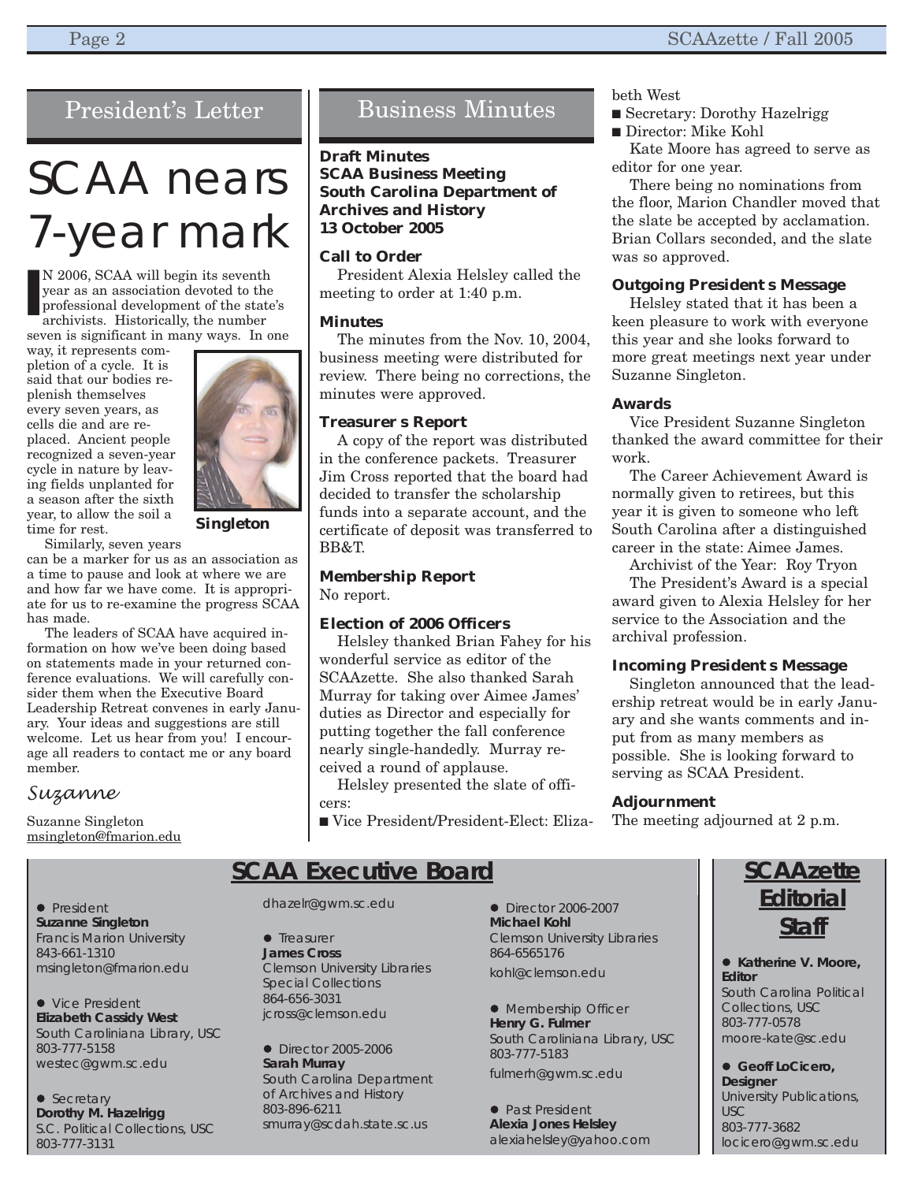## President's Letter

# SCAA nears 7-year mark

IN 2006, SCAA will begin its seventh year as an association devoted to the professional development of the state's archivists. Historically, the number seven is significant in many ways. In one way, it represents completion of a cycle. It is said that our bodies replenish themselves every seven years, as cells die and are replaced. Ancient people recognized a seven-year cycle in nature by leaving fields unplanted for a season after the sixth year, to allow the soil a time for rest.

**Singleton**

Similarly, seven years can be a marker for us as an association as a time to pause and look at where we are and how far we have come. It is appropriate for us to re-examine the progress SCAA has made.

The leaders of SCAA have acquired information on how we've been doing based on statements made in your returned conference evaluations. We will carefully consider them when the Executive Board Leadership Retreat convenes in early January. Your ideas and suggestions are still welcome. Let us hear from you! I encourage all readers to contact me or any board member.

*Suzanne*

Suzanne Singleton
msingleton@fmarion.edu

## Business Minutes

**Draft Minutes**
**SCAA Business Meeting**
**South Carolina Department of Archives and History**
**13 October 2005**

**Call to Order**

President Alexia Helsley called the meeting to order at 1:40 p.m.

**Minutes**

The minutes from the Nov. 10, 2004, business meeting were distributed for review. There being no corrections, the minutes were approved.

**Treasurer s Report**

A copy of the report was distributed in the conference packets. Treasurer Jim Cross reported that the board had decided to transfer the scholarship funds into a separate account, and the certificate of deposit was transferred to BB&T.

**Membership Report**

No report.

**Election of 2006 Officers**

Helsley thanked Brian Fahey for his wonderful service as editor of the SCAAzette. She also thanked Sarah Murray for taking over Aimee James' duties as Director and especially for putting together the fall conference nearly single-handedly. Murray received a round of applause.

Helsley presented the slate of officers:

- Vice President/President-Elect: Elizabeth West
- Secretary: Dorothy Hazelrigg
- Director: Mike Kohl

Kate Moore has agreed to serve as editor for one year.

There being no nominations from the floor, Marion Chandler moved that the slate be accepted by acclamation. Brian Collars seconded, and the slate was so approved.

**Outgoing President s Message**

Helsley stated that it has been a keen pleasure to work with everyone this year and she looks forward to more great meetings next year under Suzanne Singleton.

**Awards**

Vice President Suzanne Singleton thanked the award committee for their work.

The Career Achievement Award is normally given to retirees, but this year it is given to someone who left South Carolina after a distinguished career in the state: Aimee James.

Archivist of the Year: Roy Tryon

The President's Award is a special award given to Alexia Helsley for her service to the Association and the archival profession.

**Incoming President s Message**

Singleton announced that the leadership retreat would be in early January and she wants comments and input from as many members as possible. She is looking forward to serving as SCAA President.

**Adjournment**

The meeting adjourned at 2 p.m.

## SCAA Executive Board

- President
  **Suzanne Singleton**
  Francis Marion University
  843-661-1310
  msingleton@fmarion.edu

- Vice President
  **Elizabeth Cassidy West**
  South Caroliniana Library, USC
  803-777-5158
  westec@gwm.sc.edu

- Secretary
  **Dorothy M. Hazelrigg**
  S.C. Political Collections, USC
  803-777-3131
  dhazelr@gwm.sc.edu

- Treasurer
  **James Cross**
  Clemson University Libraries Special Collections
  864-656-3031
  jcross@clemson.edu

- Director 2005-2006
  **Sarah Murray**
  South Carolina Department of Archives and History
  803-896-6211
  smurray@scdah.state.sc.us

- Director 2006-2007
  **Michael Kohl**
  Clemson University Libraries
  864-6565176
  kohl@clemson.edu

- Membership Officer
  **Henry G. Fulmer**
  South Caroliniana Library, USC
  803-777-5183
  fulmerh@gwm.sc.edu

- Past President
  **Alexia Jones Helsley**
  alexiahelsley@yahoo.com

## SCAAzette Editorial Staff

- **Katherine V. Moore, Editor**
  South Carolina Political Collections, USC
  803-777-0578
  moore-kate@sc.edu

- **Geoff LoCicero, Designer**
  University Publications, USC
  803-777-3682
  locicero@gwm.sc.edu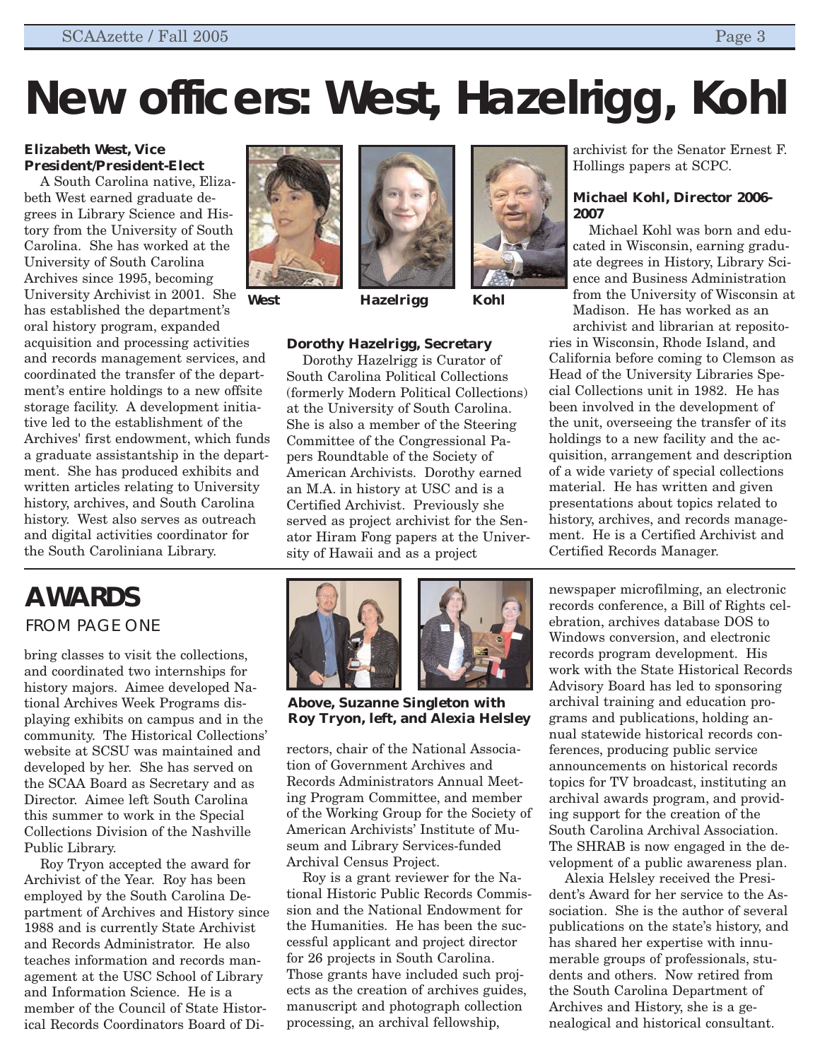# New officers: West, Hazelrigg, Kohl

**Elizabeth West, Vice President/President-Elect**

A South Carolina native, Elizabeth West earned graduate degrees in Library Science and History from the University of South Carolina. She has worked at the University of South Carolina Archives since 1995, becoming University Archivist in 2001. She has established the department's oral history program, expanded acquisition and processing activities and records management services, and coordinated the transfer of the department's entire holdings to a new offsite storage facility. A development initiative led to the establishment of the Archives' first endowment, which funds a graduate assistantship in the department. She has produced exhibits and written articles relating to University history, archives, and South Carolina history. West also serves as outreach and digital activities coordinator for the South Caroliniana Library.

West Hazelrigg Kohl

**Dorothy Hazelrigg, Secretary**

Dorothy Hazelrigg is Curator of South Carolina Political Collections (formerly Modern Political Collections) at the University of South Carolina. She is also a member of the Steering Committee of the Congressional Papers Roundtable of the Society of American Archivists. Dorothy earned an M.A. in history at USC and is a Certified Archivist. Previously she served as project archivist for the Senator Hiram Fong papers at the University of Hawaii and as a project archivist for the Senator Ernest F. Hollings papers at SCPC.

**Michael Kohl, Director 2006-2007**

Michael Kohl was born and educated in Wisconsin, earning graduate degrees in History, Library Science and Business Administration from the University of Wisconsin at Madison. He has worked as an archivist and librarian at repositories in Wisconsin, Rhode Island, and California before coming to Clemson as Head of the University Libraries Special Collections unit in 1982. He has been involved in the development of the unit, overseeing the transfer of its holdings to a new facility and the acquisition, arrangement and description of a wide variety of special collections material. He has written and given presentations about topics related to history, archives, and records management. He is a Certified Archivist and Certified Records Manager.

## AWARDS

FROM PAGE ONE

bring classes to visit the collections, and coordinated two internships for history majors. Aimee developed National Archives Week Programs displaying exhibits on campus and in the community. The Historical Collections' website at SCSU was maintained and developed by her. She has served on the SCAA Board as Secretary and as Director. Aimee left South Carolina this summer to work in the Special Collections Division of the Nashville Public Library.

Roy Tryon accepted the award for Archivist of the Year. Roy has been employed by the South Carolina Department of Archives and History since 1988 and is currently State Archivist and Records Administrator. He also teaches information and records management at the USC School of Library and Information Science. He is a member of the Council of State Historical Records Coordinators Board of Directors, chair of the National Association of Government Archives and Records Administrators Annual Meeting Program Committee, and member of the Working Group for the Society of American Archivists' Institute of Museum and Library Services-funded Archival Census Project.

**Above, Suzanne Singleton with Roy Tryon, left, and Alexia Helsley**

Roy is a grant reviewer for the National Historic Public Records Commission and the National Endowment for the Humanities. He has been the successful applicant and project director for 26 projects in South Carolina. Those grants have included such projects as the creation of archives guides, manuscript and photograph collection processing, an archival fellowship, newspaper microfilming, an electronic records conference, a Bill of Rights celebration, archives database DOS to Windows conversion, and electronic records program development. His work with the State Historical Records Advisory Board has led to sponsoring archival training and education programs and publications, holding annual statewide historical records conferences, producing public service announcements on historical records topics for TV broadcast, instituting an archival awards program, and providing support for the creation of the South Carolina Archival Association. The SHRAB is now engaged in the development of a public awareness plan.

Alexia Helsley received the President's Award for her service to the Association. She is the author of several publications on the state's history, and has shared her expertise with innumerable groups of professionals, students and others. Now retired from the South Carolina Department of Archives and History, she is a genealogical and historical consultant.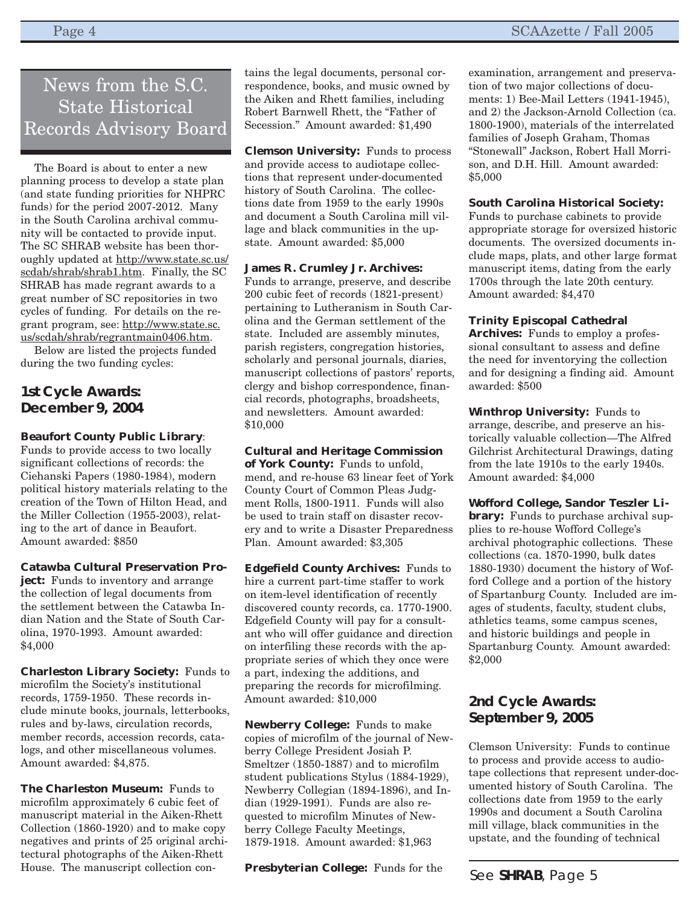# News from the S.C. State Historical Records Advisory Board

The Board is about to enter a new planning process to develop a state plan (and state funding priorities for NHPRC funds) for the period 2007-2012. Many in the South Carolina archival community will be contacted to provide input. The SC SHRAB website has been thoroughly updated at http://www.state.sc.us/scdah/shrab/shrab1.htm. Finally, the SC SHRAB has made regrant awards to a great number of SC repositories in two cycles of funding. For details on the regrant program, see: http://www.state.sc.us/scdah/shrab/regrantmain0406.htm.

Below are listed the projects funded during the two funding cycles:

## 1st Cycle Awards: December 9, 2004

**Beaufort County Public Library**: Funds to provide access to two locally significant collections of records: the Ciehanski Papers (1980-1984), modern political history materials relating to the creation of the Town of Hilton Head, and the Miller Collection (1955-2003), relating to the art of dance in Beaufort. Amount awarded: $850

**Catawba Cultural Preservation Project:** Funds to inventory and arrange the collection of legal documents from the settlement between the Catawba Indian Nation and the State of South Carolina, 1970-1993. Amount awarded: $4,000

**Charleston Library Society:** Funds to microfilm the Society's institutional records, 1759-1950. These records include minute books, journals, letterbooks, rules and by-laws, circulation records, member records, accession records, catalogs, and other miscellaneous volumes. Amount awarded: $4,875.

**The Charleston Museum:** Funds to microfilm approximately 6 cubic feet of manuscript material in the Aiken-Rhett Collection (1860-1920) and to make copy negatives and prints of 25 original architectural photographs of the Aiken-Rhett House. The manuscript collection contains the legal documents, personal correspondence, books, and music owned by the Aiken and Rhett families, including Robert Barnwell Rhett, the "Father of Secession." Amount awarded: $1,490

**Clemson University:** Funds to process and provide access to audiotape collections that represent under-documented history of South Carolina. The collections date from 1959 to the early 1990s and document a South Carolina mill village and black communities in the upstate. Amount awarded: $5,000

**James R. Crumley Jr. Archives:** Funds to arrange, preserve, and describe 200 cubic feet of records (1821-present) pertaining to Lutheranism in South Carolina and the German settlement of the state. Included are assembly minutes, parish registers, congregation histories, scholarly and personal journals, diaries, manuscript collections of pastors' reports, clergy and bishop correspondence, financial records, photographs, broadsheets, and newsletters. Amount awarded: $10,000

**Cultural and Heritage Commission of York County:** Funds to unfold, mend, and re-house 63 linear feet of York County Court of Common Pleas Judgment Rolls, 1800-1911. Funds will also be used to train staff on disaster recovery and to write a Disaster Preparedness Plan. Amount awarded: $3,305

**Edgefield County Archives:** Funds to hire a current part-time staffer to work on item-level identification of recently discovered county records, ca. 1770-1900. Edgefield County will pay for a consultant who will offer guidance and direction on interfiling these records with the appropriate series of which they once were a part, indexing the additions, and preparing the records for microfilming. Amount awarded: $10,000

**Newberry College:** Funds to make copies of microfilm of the journal of Newberry College President Josiah P. Smeltzer (1850-1887) and to microfilm student publications Stylus (1884-1929), Newberry Collegian (1894-1896), and Indian (1929-1991). Funds are also requested to microfilm Minutes of Newberry College Faculty Meetings, 1879-1918. Amount awarded: $1,963

**Presbyterian College:** Funds for the examination, arrangement and preservation of two major collections of documents: 1) Bee-Mail Letters (1941-1945), and 2) the Jackson-Arnold Collection (ca. 1800-1900), materials of the interrelated families of Joseph Graham, Thomas "Stonewall" Jackson, Robert Hall Morrison, and D.H. Hill. Amount awarded: $5,000

**South Carolina Historical Society:** Funds to purchase cabinets to provide appropriate storage for oversized historic documents. The oversized documents include maps, plats, and other large format manuscript items, dating from the early 1700s through the late 20th century. Amount awarded: $4,470

**Trinity Episcopal Cathedral Archives:** Funds to employ a professional consultant to assess and define the need for inventorying the collection and for designing a finding aid. Amount awarded: $500

**Winthrop University:** Funds to arrange, describe, and preserve an historically valuable collection—The Alfred Gilchrist Architectural Drawings, dating from the late 1910s to the early 1940s. Amount awarded: $4,000

**Wofford College, Sandor Teszler Library:** Funds to purchase archival supplies to re-house Wofford College's archival photographic collections. These collections (ca. 1870-1990, bulk dates 1880-1930) document the history of Wofford College and a portion of the history of Spartanburg County. Included are images of students, faculty, student clubs, athletics teams, some campus scenes, and historic buildings and people in Spartanburg County. Amount awarded: $2,000

## 2nd Cycle Awards: September 9, 2005

Clemson University: Funds to continue to process and provide access to audiotape collections that represent under-documented history of South Carolina. The collections date from 1959 to the early 1990s and document a South Carolina mill village, black communities in the upstate, and the founding of technical

See **SHRAB**, Page 5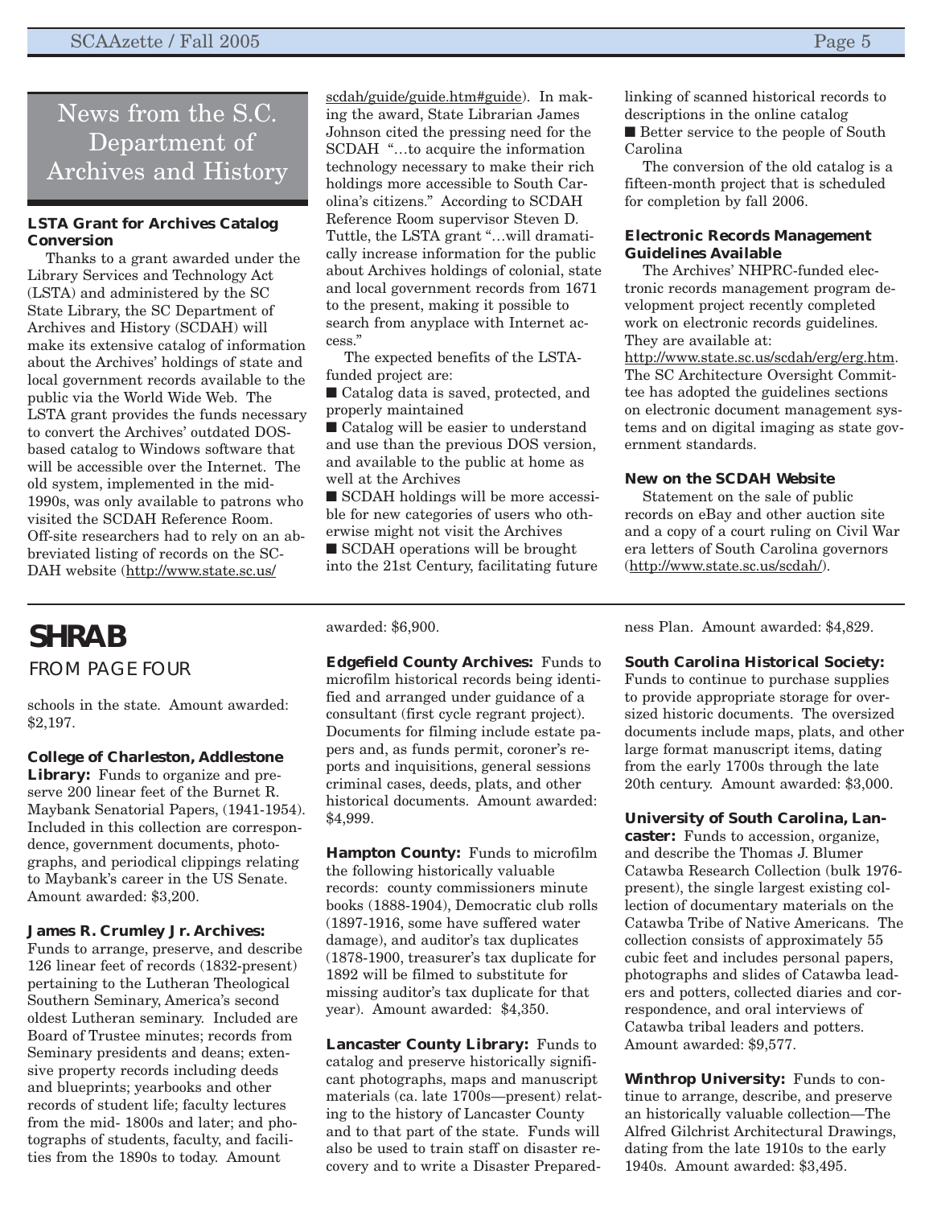## News from the S.C. Department of Archives and History

### LSTA Grant for Archives Catalog Conversion

Thanks to a grant awarded under the Library Services and Technology Act (LSTA) and administered by the SC State Library, the SC Department of Archives and History (SCDAH) will make its extensive catalog of information about the Archives' holdings of state and local government records available to the public via the World Wide Web. The LSTA grant provides the funds necessary to convert the Archives' outdated DOS-based catalog to Windows software that will be accessible over the Internet. The old system, implemented in the mid-1990s, was only available to patrons who visited the SCDAH Reference Room. Off-site researchers had to rely on an abbreviated listing of records on the SCDAH website (http://www.state.sc.us/scdah/guide/guide.htm#guide). In making the award, State Librarian James Johnson cited the pressing need for the SCDAH "…to acquire the information technology necessary to make their rich holdings more accessible to South Carolina's citizens." According to SCDAH Reference Room supervisor Steven D. Tuttle, the LSTA grant "…will dramatically increase information for the public about Archives holdings of colonial, state and local government records from 1671 to the present, making it possible to search from anyplace with Internet access."

The expected benefits of the LSTA-funded project are:

- Catalog data is saved, protected, and properly maintained
- Catalog will be easier to understand and use than the previous DOS version, and available to the public at home as well at the Archives
- SCDAH holdings will be more accessible for new categories of users who otherwise might not visit the Archives
- SCDAH operations will be brought into the 21st Century, facilitating future linking of scanned historical records to descriptions in the online catalog
- Better service to the people of South Carolina

The conversion of the old catalog is a fifteen-month project that is scheduled for completion by fall 2006.

### Electronic Records Management Guidelines Available

The Archives' NHPRC-funded electronic records management program development project recently completed work on electronic records guidelines. They are available at: http://www.state.sc.us/scdah/erg/erg.htm. The SC Architecture Oversight Committee has adopted the guidelines sections on electronic document management systems and on digital imaging as state government standards.

### New on the SCDAH Website

Statement on the sale of public records on eBay and other auction site and a copy of a court ruling on Civil War era letters of South Carolina governors (http://www.state.sc.us/scdah/).

## SHRAB

FROM PAGE FOUR

schools in the state. Amount awarded: $2,197.

**College of Charleston, Addlestone Library:** Funds to organize and preserve 200 linear feet of the Burnet R. Maybank Senatorial Papers, (1941-1954). Included in this collection are correspondence, government documents, photographs, and periodical clippings relating to Maybank's career in the US Senate. Amount awarded: $3,200.

**James R. Crumley Jr. Archives:** Funds to arrange, preserve, and describe 126 linear feet of records (1832-present) pertaining to the Lutheran Theological Southern Seminary, America's second oldest Lutheran seminary. Included are Board of Trustee minutes; records from Seminary presidents and deans; extensive property records including deeds and blueprints; yearbooks and other records of student life; faculty lectures from the mid- 1800s and later; and photographs of students, faculty, and facilities from the 1890s to today. Amount awarded: $6,900.

**Edgefield County Archives:** Funds to microfilm historical records being identified and arranged under guidance of a consultant (first cycle regrant project). Documents for filming include estate papers and, as funds permit, coroner's reports and inquisitions, general sessions criminal cases, deeds, plats, and other historical documents. Amount awarded: $4,999.

**Hampton County:** Funds to microfilm the following historically valuable records: county commissioners minute books (1888-1904), Democratic club rolls (1897-1916, some have suffered water damage), and auditor's tax duplicates (1878-1900, treasurer's tax duplicate for 1892 will be filmed to substitute for missing auditor's tax duplicate for that year). Amount awarded: $4,350.

**Lancaster County Library:** Funds to catalog and preserve historically significant photographs, maps and manuscript materials (ca. late 1700s—present) relating to the history of Lancaster County and to that part of the state. Funds will also be used to train staff on disaster recovery and to write a Disaster Preparedness Plan. Amount awarded: $4,829.

**South Carolina Historical Society:** Funds to continue to purchase supplies to provide appropriate storage for oversized historic documents. The oversized documents include maps, plats, and other large format manuscript items, dating from the early 1700s through the late 20th century. Amount awarded: $3,000.

**University of South Carolina, Lancaster:** Funds to accession, organize, and describe the Thomas J. Blumer Catawba Research Collection (bulk 1976-present), the single largest existing collection of documentary materials on the Catawba Tribe of Native Americans. The collection consists of approximately 55 cubic feet and includes personal papers, photographs and slides of Catawba leaders and potters, collected diaries and correspondence, and oral interviews of Catawba tribal leaders and potters. Amount awarded: $9,577.

**Winthrop University:** Funds to continue to arrange, describe, and preserve an historically valuable collection—The Alfred Gilchrist Architectural Drawings, dating from the late 1910s to the early 1940s. Amount awarded: $3,495.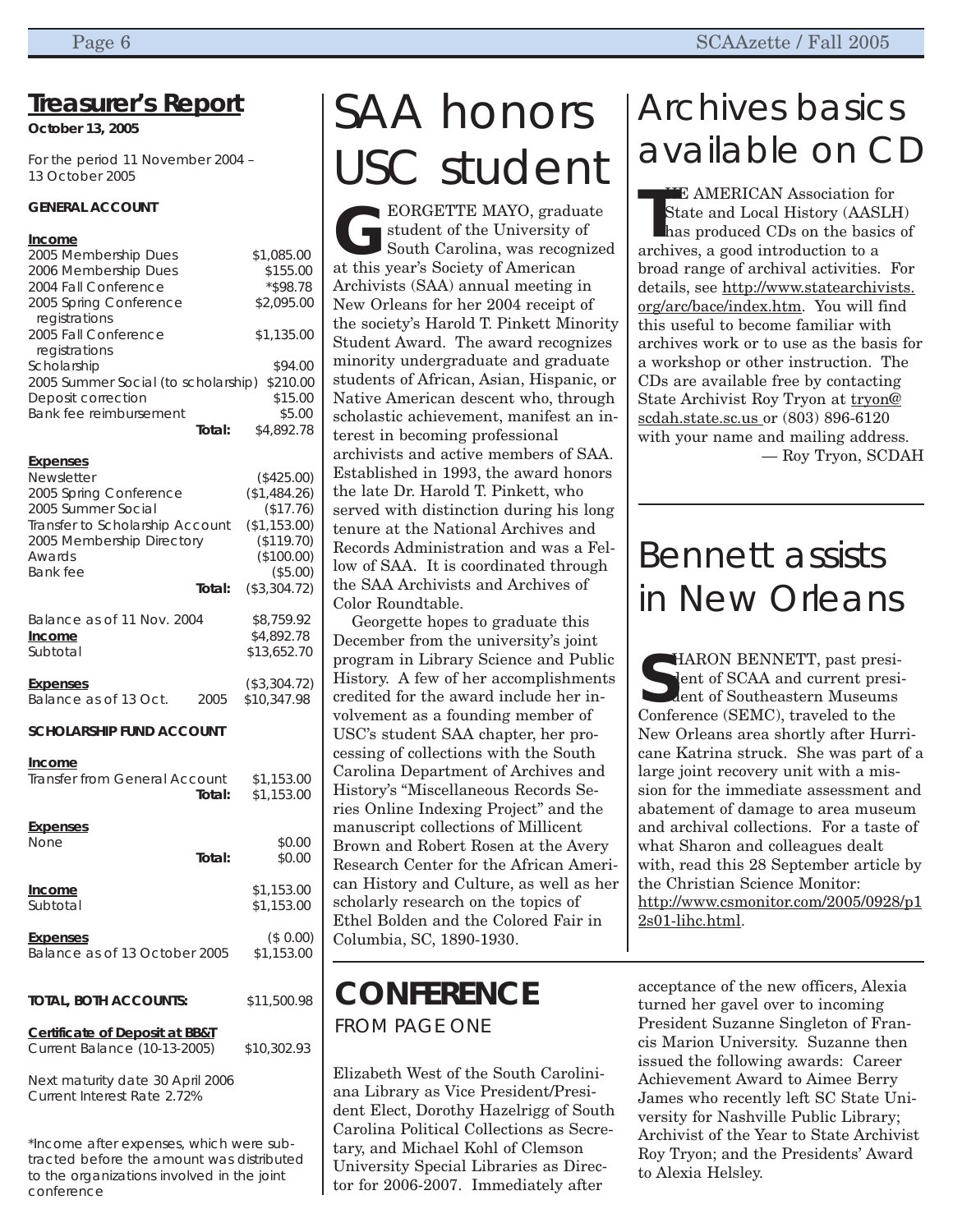## Treasurer's Report

**October 13, 2005**

For the period 11 November 2004 – 13 October 2005

**GENERAL ACCOUNT**

| | | |
|---|---|---|
| **Income** | | |
| 2005 Membership Dues | | $1,085.00 |
| 2006 Membership Dues | | $155.00 |
| 2004 Fall Conference | | *$98.78 |
| 2005 Spring Conference registrations | | $2,095.00 |
| 2005 Fall Conference registrations | | $1,135.00 |
| Scholarship | | $94.00 |
| 2005 Summer Social (to scholarship) | | $210.00 |
| Deposit correction | | $15.00 |
| Bank fee reimbursement | | $5.00 |
| | Total: | $4,892.78 |
| **Expenses** | | |
| Newsletter | | ($425.00) |
| 2005 Spring Conference | | ($1,484.26) |
| 2005 Summer Social | | ($17.76) |
| Transfer to Scholarship Account | | ($1,153.00) |
| 2005 Membership Directory | | ($119.70) |
| Awards | | ($100.00) |
| Bank fee | | ($5.00) |
| | Total: | ($3,304.72) |
| Balance as of 11 Nov. 2004 | | $8,759.92 |
| **Income** | | $4,892.78 |
| Subtotal | | $13,652.70 |
| **Expenses** | | ($3,304.72) |
| Balance as of 13 Oct. | 2005 | $10,347.98 |

**SCHOLARSHIP FUND ACCOUNT**

| | | |
|---|---|---|
| **Income** | | |
| Transfer from General Account | | $1,153.00 |
| | Total: | $1,153.00 |
| **Expenses** | | |
| None | | $0.00 |
| | Total: | $0.00 |
| **Income** | | $1,153.00 |
| Subtotal | | $1,153.00 |
| **Expenses** | | ($ 0.00) |
| Balance as of 13 October 2005 | | $1,153.00 |

| | |
|---|---|
| **TOTAL, BOTH ACCOUNTS:** | $11,500.98 |
| **Certificate of Deposit at BB&T** | |
| Current Balance (10-13-2005) | $10,302.93 |

Next maturity date 30 April 2006
Current Interest Rate 2.72%

*Income after expenses, which were subtracted before the amount was distributed to the organizations involved in the joint conference

# SAA honors USC student

GEORGETTE MAYO, graduate student of the University of South Carolina, was recognized at this year's Society of American Archivists (SAA) annual meeting in New Orleans for her 2004 receipt of the society's Harold T. Pinkett Minority Student Award. The award recognizes minority undergraduate and graduate students of African, Asian, Hispanic, or Native American descent who, through scholastic achievement, manifest an interest in becoming professional archivists and active members of SAA. Established in 1993, the award honors the late Dr. Harold T. Pinkett, who served with distinction during his long tenure at the National Archives and Records Administration and was a Fellow of SAA. It is coordinated through the SAA Archivists and Archives of Color Roundtable.

Georgette hopes to graduate this December from the university's joint program in Library Science and Public History. A few of her accomplishments credited for the award include her involvement as a founding member of USC's student SAA chapter, her processing of collections with the South Carolina Department of Archives and History's "Miscellaneous Records Series Online Indexing Project" and the manuscript collections of Millicent Brown and Robert Rosen at the Avery Research Center for the African American History and Culture, as well as her scholarly research on the topics of Ethel Bolden and the Colored Fair in Columbia, SC, 1890-1930.

# Archives basics available on CD

THE AMERICAN Association for State and Local History (AASLH) has produced CDs on the basics of archives, a good introduction to a broad range of archival activities. For details, see http://www.statearchivists.org/arc/bace/index.htm. You will find this useful to become familiar with archives work or to use as the basis for a workshop or other instruction. The CDs are available free by contacting State Archivist Roy Tryon at tryon@scdah.state.sc.us or (803) 896-6120 with your name and mailing address.

— Roy Tryon, SCDAH

# Bennett assists in New Orleans

SHARON BENNETT, past president of SCAA and current president of Southeastern Museums Conference (SEMC), traveled to the New Orleans area shortly after Hurricane Katrina struck. She was part of a large joint recovery unit with a mission for the immediate assessment and abatement of damage to area museum and archival collections. For a taste of what Sharon and colleagues dealt with, read this 28 September article by the Christian Science Monitor: http://www.csmonitor.com/2005/0928/p12s01-lihc.html.

## CONFERENCE

FROM PAGE ONE

Elizabeth West of the South Caroliniana Library as Vice President/President Elect, Dorothy Hazelrigg of South Carolina Political Collections as Secretary, and Michael Kohl of Clemson University Special Libraries as Director for 2006-2007. Immediately after acceptance of the new officers, Alexia turned her gavel over to incoming President Suzanne Singleton of Francis Marion University. Suzanne then issued the following awards: Career Achievement Award to Aimee Berry James who recently left SC State University for Nashville Public Library; Archivist of the Year to State Archivist Roy Tryon; and the Presidents' Award to Alexia Helsley.